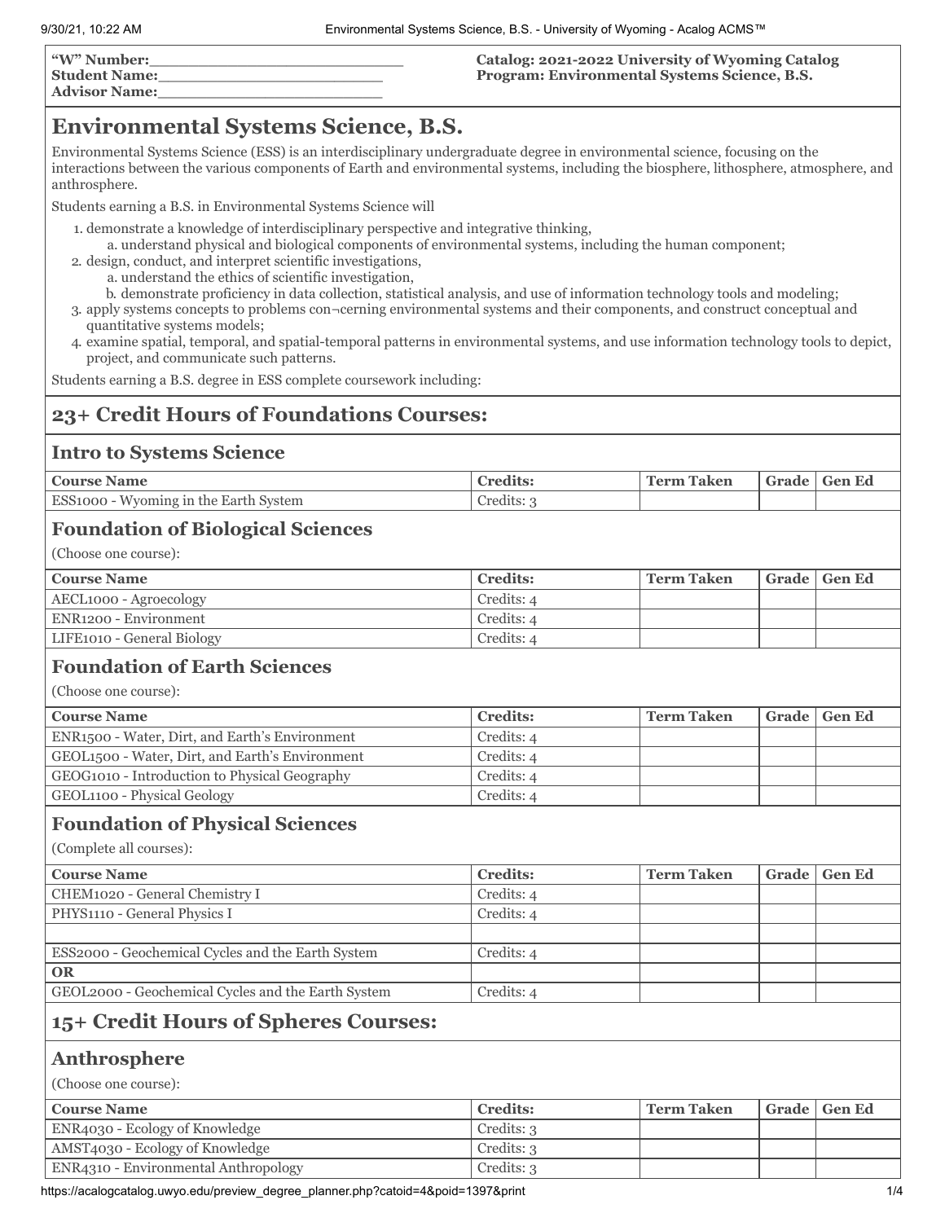**"W" Number:**___________________________
**Student Name:**_________________________
**Advisor Name:**_________________________

**Catalog: 2021-2022 University of Wyoming Catalog**
**Program: Environmental Systems Science, B.S.**

# Environmental Systems Science, B.S.

Environmental Systems Science (ESS) is an interdisciplinary undergraduate degree in environmental science, focusing on the interactions between the various components of Earth and environmental systems, including the biosphere, lithosphere, atmosphere, and anthrosphere.

Students earning a B.S. in Environmental Systems Science will

1. demonstrate a knowledge of interdisciplinary perspective and integrative thinking,
   a. understand physical and biological components of environmental systems, including the human component;
2. design, conduct, and interpret scientific investigations,
   a. understand the ethics of scientific investigation,
   b. demonstrate proficiency in data collection, statistical analysis, and use of information technology tools and modeling;
3. apply systems concepts to problems con¬cerning environmental systems and their components, and construct conceptual and quantitative systems models;
4. examine spatial, temporal, and spatial-temporal patterns in environmental systems, and use information technology tools to depict, project, and communicate such patterns.

Students earning a B.S. degree in ESS complete coursework including:

## 23+ Credit Hours of Foundations Courses:

### Intro to Systems Science

| Course Name | Credits: | Term Taken | Grade | Gen Ed |
|---|---|---|---|---|
| ESS1000 - Wyoming in the Earth System | Credits: 3 | | | |

### Foundation of Biological Sciences

(Choose one course):

| Course Name | Credits: | Term Taken | Grade | Gen Ed |
|---|---|---|---|---|
| AECL1000 - Agroecology | Credits: 4 | | | |
| ENR1200 - Environment | Credits: 4 | | | |
| LIFE1010 - General Biology | Credits: 4 | | | |

### Foundation of Earth Sciences

(Choose one course):

| Course Name | Credits: | Term Taken | Grade | Gen Ed |
|---|---|---|---|---|
| ENR1500 - Water, Dirt, and Earth's Environment | Credits: 4 | | | |
| GEOL1500 - Water, Dirt, and Earth's Environment | Credits: 4 | | | |
| GEOG1010 - Introduction to Physical Geography | Credits: 4 | | | |
| GEOL1100 - Physical Geology | Credits: 4 | | | |

### Foundation of Physical Sciences

(Complete all courses):

| Course Name | Credits: | Term Taken | Grade | Gen Ed |
|---|---|---|---|---|
| CHEM1020 - General Chemistry I | Credits: 4 | | | |
| PHYS1110 - General Physics I | Credits: 4 | | | |
| | | | | |
| ESS2000 - Geochemical Cycles and the Earth System | Credits: 4 | | | |
| **OR** | | | | |
| GEOL2000 - Geochemical Cycles and the Earth System | Credits: 4 | | | |

## 15+ Credit Hours of Spheres Courses:

### Anthrosphere

(Choose one course):

| Course Name | Credits: | Term Taken | Grade | Gen Ed |
|---|---|---|---|---|
| ENR4030 - Ecology of Knowledge | Credits: 3 | | | |
| AMST4030 - Ecology of Knowledge | Credits: 3 | | | |
| ENR4310 - Environmental Anthropology | Credits: 3 | | | |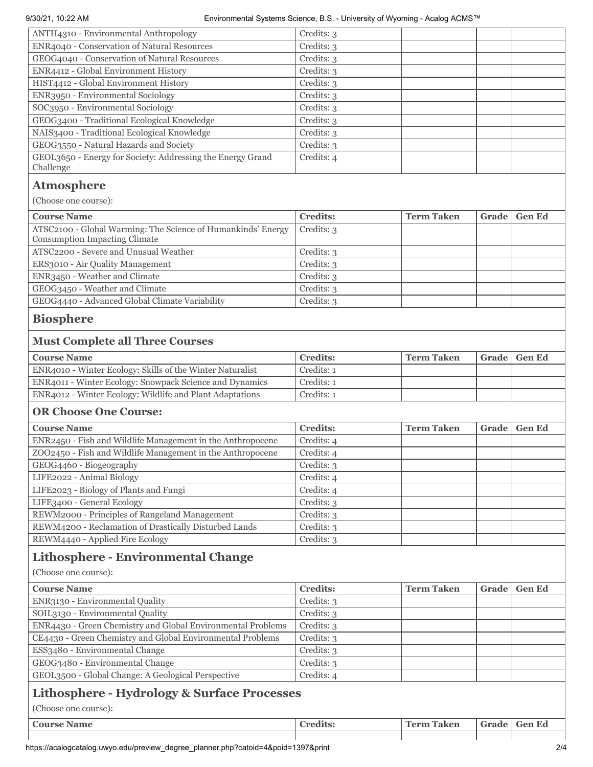| | | | | |
|---|---|---|---|---|
| ANTH4310 - Environmental Anthropology | Credits: 3 | | | |
| ENR4040 - Conservation of Natural Resources | Credits: 3 | | | |
| GEOG4040 - Conservation of Natural Resources | Credits: 3 | | | |
| ENR4412 - Global Environment History | Credits: 3 | | | |
| HIST4412 - Global Environment History | Credits: 3 | | | |
| ENR3950 - Environmental Sociology | Credits: 3 | | | |
| SOC3950 - Environmental Sociology | Credits: 3 | | | |
| GEOG3400 - Traditional Ecological Knowledge | Credits: 3 | | | |
| NAIS3400 - Traditional Ecological Knowledge | Credits: 3 | | | |
| GEOG3550 - Natural Hazards and Society | Credits: 3 | | | |
| GEOL3650 - Energy for Society: Addressing the Energy Grand Challenge | Credits: 4 | | | |

## Atmosphere

(Choose one course):

| Course Name | Credits: | Term Taken | Grade | Gen Ed |
|---|---|---|---|---|
| ATSC2100 - Global Warming: The Science of Humankinds' Energy Consumption Impacting Climate | Credits: 3 | | | |
| ATSC2200 - Severe and Unusual Weather | Credits: 3 | | | |
| ERS3010 - Air Quality Management | Credits: 3 | | | |
| ENR3450 - Weather and Climate | Credits: 3 | | | |
| GEOG3450 - Weather and Climate | Credits: 3 | | | |
| GEOG4440 - Advanced Global Climate Variability | Credits: 3 | | | |

## Biosphere

### Must Complete all Three Courses

| Course Name | Credits: | Term Taken | Grade | Gen Ed |
|---|---|---|---|---|
| ENR4010 - Winter Ecology: Skills of the Winter Naturalist | Credits: 1 | | | |
| ENR4011 - Winter Ecology: Snowpack Science and Dynamics | Credits: 1 | | | |
| ENR4012 - Winter Ecology: Wildlife and Plant Adaptations | Credits: 1 | | | |

### OR Choose One Course:

| Course Name | Credits: | Term Taken | Grade | Gen Ed |
|---|---|---|---|---|
| ENR2450 - Fish and Wildlife Management in the Anthropocene | Credits: 4 | | | |
| ZOO2450 - Fish and Wildlife Management in the Anthropocene | Credits: 4 | | | |
| GEOG4460 - Biogeography | Credits: 3 | | | |
| LIFE2022 - Animal Biology | Credits: 4 | | | |
| LIFE2023 - Biology of Plants and Fungi | Credits: 4 | | | |
| LIFE3400 - General Ecology | Credits: 3 | | | |
| REWM2000 - Principles of Rangeland Management | Credits: 3 | | | |
| REWM4200 - Reclamation of Drastically Disturbed Lands | Credits: 3 | | | |
| REWM4440 - Applied Fire Ecology | Credits: 3 | | | |

## Lithosphere - Environmental Change

(Choose one course):

| Course Name | Credits: | Term Taken | Grade | Gen Ed |
|---|---|---|---|---|
| ENR3130 - Environmental Quality | Credits: 3 | | | |
| SOIL3130 - Environmental Quality | Credits: 3 | | | |
| ENR4430 - Green Chemistry and Global Environmental Problems | Credits: 3 | | | |
| CE4430 - Green Chemistry and Global Environmental Problems | Credits: 3 | | | |
| ESS3480 - Environmental Change | Credits: 3 | | | |
| GEOG3480 - Environmental Change | Credits: 3 | | | |
| GEOL3500 - Global Change: A Geological Perspective | Credits: 4 | | | |

## Lithosphere - Hydrology & Surface Processes

(Choose one course):

| Course Name | Credits: | Term Taken | Grade | Gen Ed |
|---|---|---|---|---|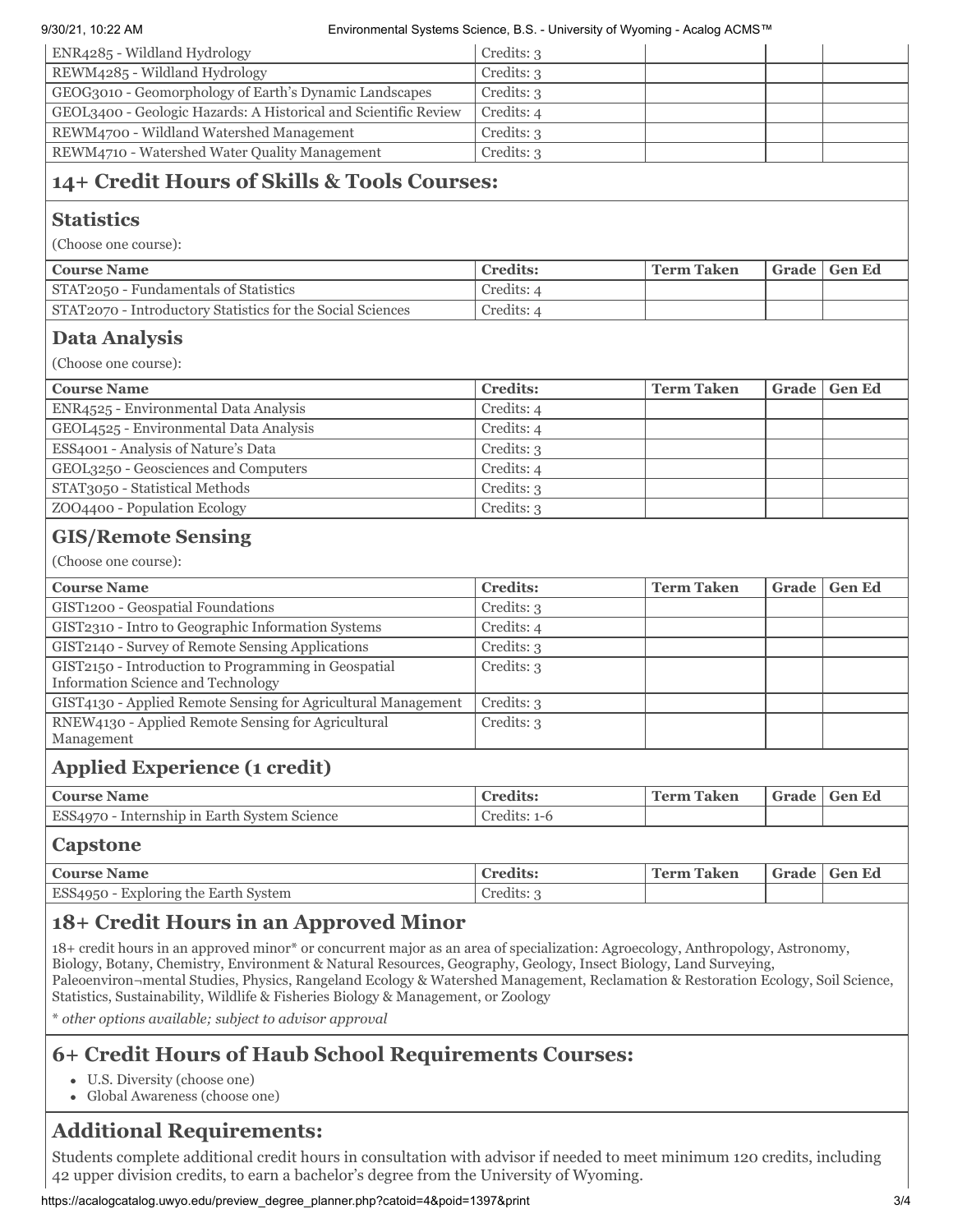| | | | | |
|---|---|---|---|---|
| ENR4285 - Wildland Hydrology | Credits: 3 | | | |
| REWM4285 - Wildland Hydrology | Credits: 3 | | | |
| GEOG3010 - Geomorphology of Earth's Dynamic Landscapes | Credits: 3 | | | |
| GEOL3400 - Geologic Hazards: A Historical and Scientific Review | Credits: 4 | | | |
| REWM4700 - Wildland Watershed Management | Credits: 3 | | | |
| REWM4710 - Watershed Water Quality Management | Credits: 3 | | | |

## 14+ Credit Hours of Skills & Tools Courses:

### Statistics

(Choose one course):

| Course Name | Credits: | Term Taken | Grade | Gen Ed |
|---|---|---|---|---|
| STAT2050 - Fundamentals of Statistics | Credits: 4 | | | |
| STAT2070 - Introductory Statistics for the Social Sciences | Credits: 4 | | | |

### Data Analysis

(Choose one course):

| Course Name | Credits: | Term Taken | Grade | Gen Ed |
|---|---|---|---|---|
| ENR4525 - Environmental Data Analysis | Credits: 4 | | | |
| GEOL4525 - Environmental Data Analysis | Credits: 4 | | | |
| ESS4001 - Analysis of Nature's Data | Credits: 3 | | | |
| GEOL3250 - Geosciences and Computers | Credits: 4 | | | |
| STAT3050 - Statistical Methods | Credits: 3 | | | |
| ZOO4400 - Population Ecology | Credits: 3 | | | |

### GIS/Remote Sensing

(Choose one course):

| Course Name | Credits: | Term Taken | Grade | Gen Ed |
|---|---|---|---|---|
| GIST1200 - Geospatial Foundations | Credits: 3 | | | |
| GIST2310 - Intro to Geographic Information Systems | Credits: 4 | | | |
| GIST2140 - Survey of Remote Sensing Applications | Credits: 3 | | | |
| GIST2150 - Introduction to Programming in Geospatial Information Science and Technology | Credits: 3 | | | |
| GIST4130 - Applied Remote Sensing for Agricultural Management | Credits: 3 | | | |
| RNEW4130 - Applied Remote Sensing for Agricultural Management | Credits: 3 | | | |

### Applied Experience (1 credit)

| Course Name | Credits: | Term Taken | Grade | Gen Ed |
|---|---|---|---|---|
| ESS4970 - Internship in Earth System Science | Credits: 1-6 | | | |

### Capstone

| Course Name | Credits: | Term Taken | Grade | Gen Ed |
|---|---|---|---|---|
| ESS4950 - Exploring the Earth System | Credits: 3 | | | |

## 18+ Credit Hours in an Approved Minor

18+ credit hours in an approved minor* or concurrent major as an area of specialization: Agroecology, Anthropology, Astronomy, Biology, Botany, Chemistry, Environment & Natural Resources, Geography, Geology, Insect Biology, Land Surveying, Paleoenviron¬mental Studies, Physics, Rangeland Ecology & Watershed Management, Reclamation & Restoration Ecology, Soil Science, Statistics, Sustainability, Wildlife & Fisheries Biology & Management, or Zoology

*\* other options available; subject to advisor approval*

## 6+ Credit Hours of Haub School Requirements Courses:

- U.S. Diversity (choose one)
- Global Awareness (choose one)

## Additional Requirements:

Students complete additional credit hours in consultation with advisor if needed to meet minimum 120 credits, including 42 upper division credits, to earn a bachelor's degree from the University of Wyoming.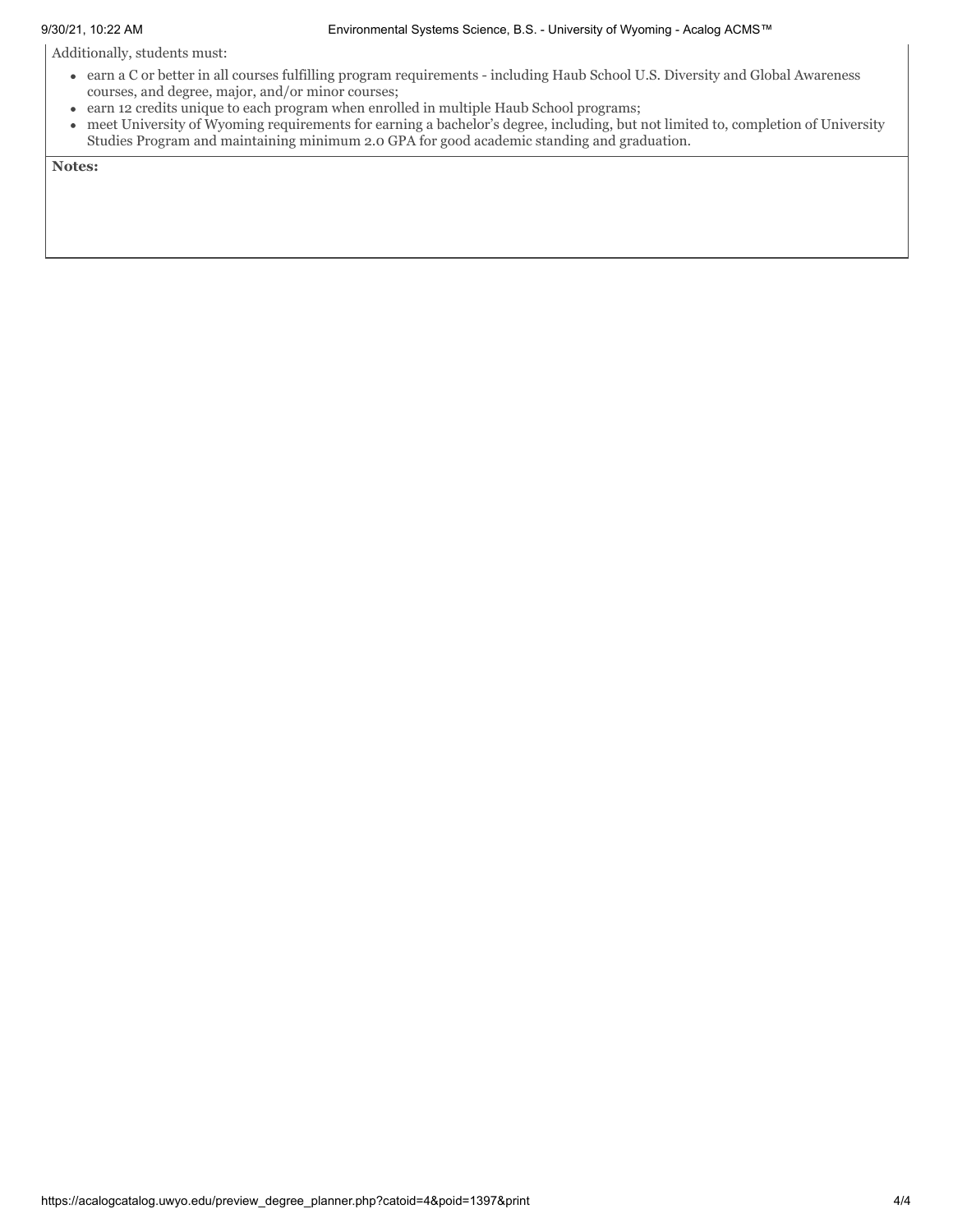Additionally, students must:

- earn a C or better in all courses fulfilling program requirements - including Haub School U.S. Diversity and Global Awareness courses, and degree, major, and/or minor courses;
- earn 12 credits unique to each program when enrolled in multiple Haub School programs;
- meet University of Wyoming requirements for earning a bachelor's degree, including, but not limited to, completion of University Studies Program and maintaining minimum 2.0 GPA for good academic standing and graduation.

**Notes:**